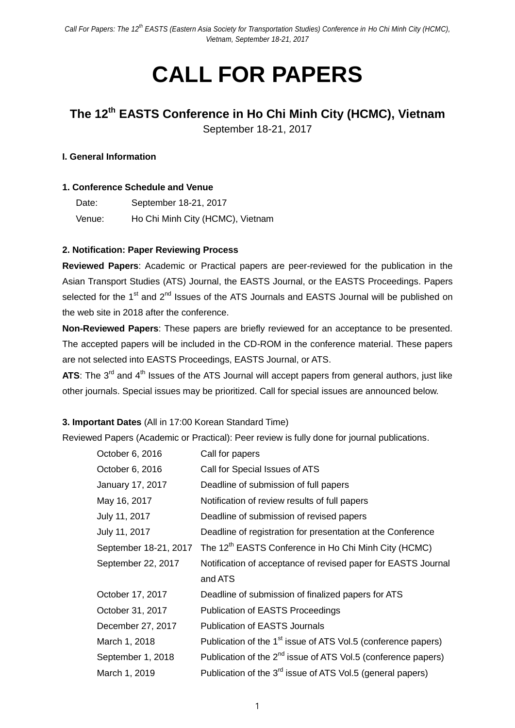# CALL FOR PAPERS

## The 12th EASTS Conference in Ho Chi Minh City (HCMC), Vietnam

September 18-21, 2017

**I. General Information**

**1. Conference Schedule and Venue**

Date: September 18-21, 2017

Venue: Ho Chi Minh City (HCMC), Vietnam

**2. Notification: Paper Reviewing Process**

**Reviewed Papers**: Academic or Practical papers are peer-reviewed for the publication in the Asian Transport Studies (ATS) Journal, the EASTS Journal, or the EASTS Proceedings. Papers selected for the 1st and 2nd Issues of the ATS Journals and EASTS Journal will be published on the web site in 2018 after the conference.

**Non-Reviewed Papers**: These papers are briefly reviewed for an acceptance to be presented. The accepted papers will be included in the CD-ROM in the conference material. These papers are not selected into EASTS Proceedings, EASTS Journal, or ATS.

**ATS**: The 3rd and 4th Issues of the ATS Journal will accept papers from general authors, just like other journals. Special issues may be prioritized. Call for special issues are announced below.

**3. Important Dates** (All in 17:00 Korean Standard Time)

Reviewed Papers (Academic or Practical): Peer review is fully done for journal publications.

| | |
|---|---|
| October 6, 2016 | Call for papers |
| October 6, 2016 | Call for Special Issues of ATS |
| January 17, 2017 | Deadline of submission of full papers |
| May 16, 2017 | Notification of review results of full papers |
| July 11, 2017 | Deadline of submission of revised papers |
| July 11, 2017 | Deadline of registration for presentation at the Conference |
| September 18-21, 2017 | The 12th EASTS Conference in Ho Chi Minh City (HCMC) |
| September 22, 2017 | Notification of acceptance of revised paper for EASTS Journal and ATS |
| October 17, 2017 | Deadline of submission of finalized papers for ATS |
| October 31, 2017 | Publication of EASTS Proceedings |
| December 27, 2017 | Publication of EASTS Journals |
| March 1, 2018 | Publication of the 1st issue of ATS Vol.5 (conference papers) |
| September 1, 2018 | Publication of the 2nd issue of ATS Vol.5 (conference papers) |
| March 1, 2019 | Publication of the 3rd issue of ATS Vol.5 (general papers) |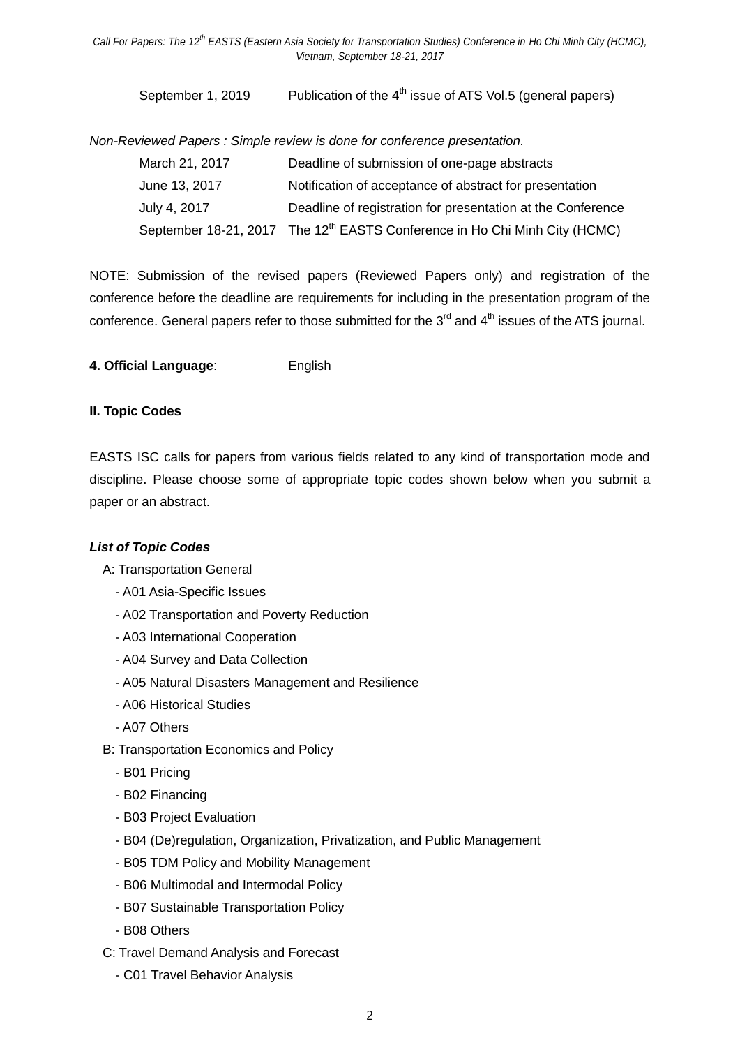| | |
|---|---|
| September 1, 2019 | Publication of the 4th issue of ATS Vol.5 (general papers) |

*Non-Reviewed Papers : Simple review is done for conference presentation.*

| | |
|---|---|
| March 21, 2017 | Deadline of submission of one-page abstracts |
| June 13, 2017 | Notification of acceptance of abstract for presentation |
| July 4, 2017 | Deadline of registration for presentation at the Conference |
| September 18-21, 2017 | The 12th EASTS Conference in Ho Chi Minh City (HCMC) |

NOTE: Submission of the revised papers (Reviewed Papers only) and registration of the conference before the deadline are requirements for including in the presentation program of the conference. General papers refer to those submitted for the 3rd and 4th issues of the ATS journal.

**4. Official Language**: English

### II. Topic Codes

EASTS ISC calls for papers from various fields related to any kind of transportation mode and discipline. Please choose some of appropriate topic codes shown below when you submit a paper or an abstract.

***List of Topic Codes***

A: Transportation General
- A01 Asia-Specific Issues
- A02 Transportation and Poverty Reduction
- A03 International Cooperation
- A04 Survey and Data Collection
- A05 Natural Disasters Management and Resilience
- A06 Historical Studies
- A07 Others

B: Transportation Economics and Policy
- B01 Pricing
- B02 Financing
- B03 Project Evaluation
- B04 (De)regulation, Organization, Privatization, and Public Management
- B05 TDM Policy and Mobility Management
- B06 Multimodal and Intermodal Policy
- B07 Sustainable Transportation Policy
- B08 Others

C: Travel Demand Analysis and Forecast
- C01 Travel Behavior Analysis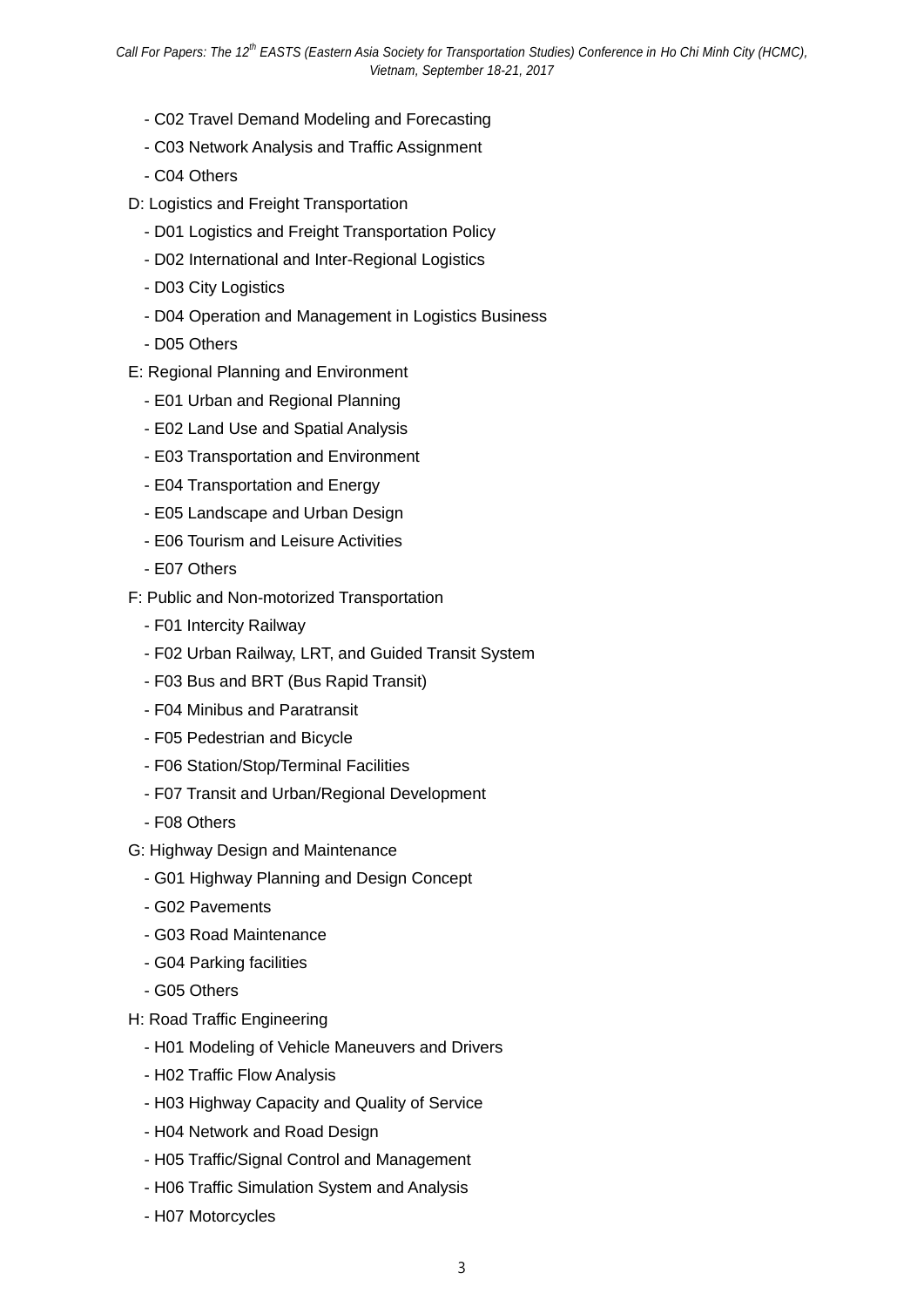- C02 Travel Demand Modeling and Forecasting
- C03 Network Analysis and Traffic Assignment
- C04 Others

D: Logistics and Freight Transportation

- D01 Logistics and Freight Transportation Policy
- D02 International and Inter-Regional Logistics
- D03 City Logistics
- D04 Operation and Management in Logistics Business
- D05 Others

E: Regional Planning and Environment

- E01 Urban and Regional Planning
- E02 Land Use and Spatial Analysis
- E03 Transportation and Environment
- E04 Transportation and Energy
- E05 Landscape and Urban Design
- E06 Tourism and Leisure Activities
- E07 Others

F: Public and Non-motorized Transportation

- F01 Intercity Railway
- F02 Urban Railway, LRT, and Guided Transit System
- F03 Bus and BRT (Bus Rapid Transit)
- F04 Minibus and Paratransit
- F05 Pedestrian and Bicycle
- F06 Station/Stop/Terminal Facilities
- F07 Transit and Urban/Regional Development
- F08 Others

G: Highway Design and Maintenance

- G01 Highway Planning and Design Concept
- G02 Pavements
- G03 Road Maintenance
- G04 Parking facilities
- G05 Others

H: Road Traffic Engineering

- H01 Modeling of Vehicle Maneuvers and Drivers
- H02 Traffic Flow Analysis
- H03 Highway Capacity and Quality of Service
- H04 Network and Road Design
- H05 Traffic/Signal Control and Management
- H06 Traffic Simulation System and Analysis
- H07 Motorcycles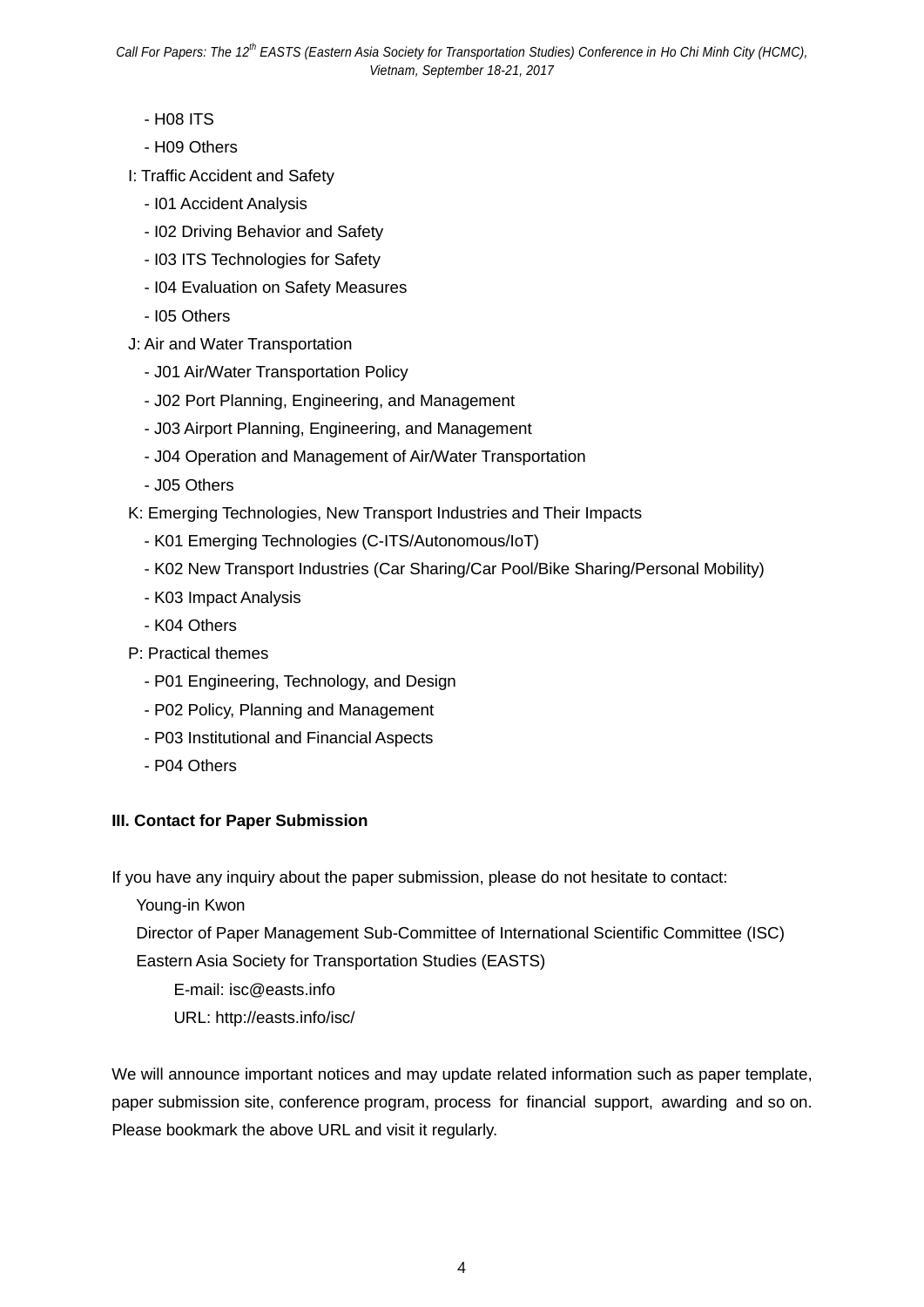- H08 ITS
- H09 Others

I: Traffic Accident and Safety

- I01 Accident Analysis
- I02 Driving Behavior and Safety
- I03 ITS Technologies for Safety
- I04 Evaluation on Safety Measures
- I05 Others

J: Air and Water Transportation

- J01 Air/Water Transportation Policy
- J02 Port Planning, Engineering, and Management
- J03 Airport Planning, Engineering, and Management
- J04 Operation and Management of Air/Water Transportation
- J05 Others

K: Emerging Technologies, New Transport Industries and Their Impacts

- K01 Emerging Technologies (C-ITS/Autonomous/IoT)
- K02 New Transport Industries (Car Sharing/Car Pool/Bike Sharing/Personal Mobility)
- K03 Impact Analysis
- K04 Others

P: Practical themes

- P01 Engineering, Technology, and Design
- P02 Policy, Planning and Management
- P03 Institutional and Financial Aspects
- P04 Others

**III. Contact for Paper Submission**

If you have any inquiry about the paper submission, please do not hesitate to contact:

Young-in Kwon
Director of Paper Management Sub-Committee of International Scientific Committee (ISC)
Eastern Asia Society for Transportation Studies (EASTS)
E-mail: isc@easts.info
URL: http://easts.info/isc/

We will announce important notices and may update related information such as paper template, paper submission site, conference program, process for financial support, awarding and so on. Please bookmark the above URL and visit it regularly.